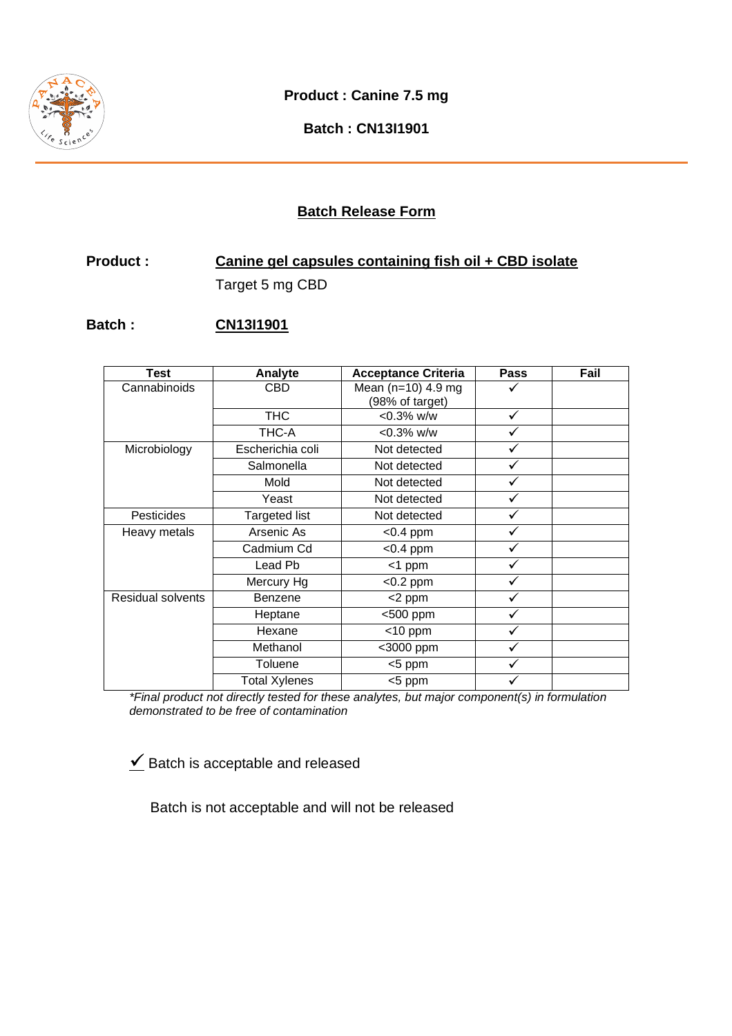**Product : Canine 7.5 mg**

**Batch : CN13I1901**

## Batch Release Form

**Product :** **Canine gel capsules containing fish oil + CBD isolate**

Target 5 mg CBD

**Batch :** **CN13I1901**

| Test | Analyte | Acceptance Criteria | Pass | Fail |
|---|---|---|---|---|
| Cannabinoids | CBD | Mean (n=10) 4.9 mg (98% of target) | ✓ | |
| | THC | <0.3% w/w | ✓ | |
| | THC-A | <0.3% w/w | ✓ | |
| Microbiology | Escherichia coli | Not detected | ✓ | |
| | Salmonella | Not detected | ✓ | |
| | Mold | Not detected | ✓ | |
| | Yeast | Not detected | ✓ | |
| Pesticides | Targeted list | Not detected | ✓ | |
| Heavy metals | Arsenic As | <0.4 ppm | ✓ | |
| | Cadmium Cd | <0.4 ppm | ✓ | |
| | Lead Pb | <1 ppm | ✓ | |
| | Mercury Hg | <0.2 ppm | ✓ | |
| Residual solvents | Benzene | <2 ppm | ✓ | |
| | Heptane | <500 ppm | ✓ | |
| | Hexane | <10 ppm | ✓ | |
| | Methanol | <3000 ppm | ✓ | |
| | Toluene | <5 ppm | ✓ | |
| | Total Xylenes | <5 ppm | ✓ | |

*\*Final product not directly tested for these analytes, but major component(s) in formulation demonstrated to be free of contamination*

✓ Batch is acceptable and released

Batch is not acceptable and will not be released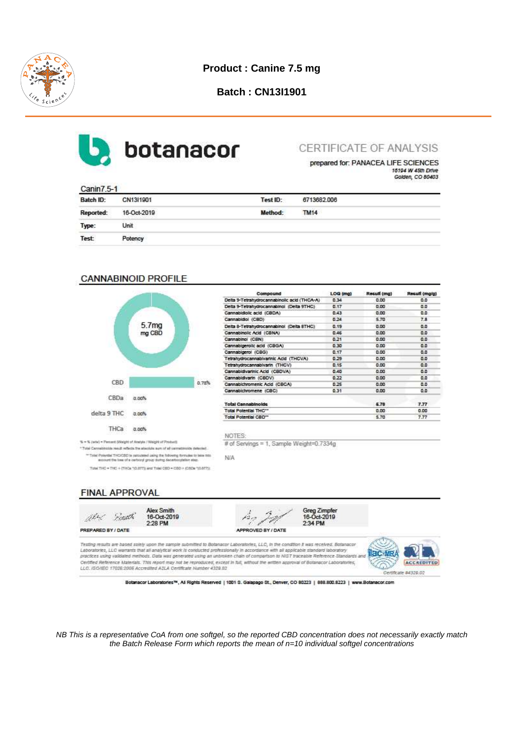**Product : Canine 7.5 mg**

**Batch : CN13I1901**

# botanacor

CERTIFICATE OF ANALYSIS

prepared for: PANACEA LIFE SCIENCES
16194 W 45th Drive
Golden, CO 80403

Canin7.5-1

| | | | |
|---|---|---|---|
| **Batch ID:** | CN13I1901 | **Test ID:** | 6713682.006 |
| **Reported:** | 16-Oct-2019 | **Method:** | TM14 |
| **Type:** | Unit | | |
| **Test:** | Potency | | |

## CANNABINOID PROFILE

5.7mg
mg CBD

CBD 0.78%

CBDa 0.00%

delta 9 THC 0.00%

THCa 0.00%

| Compound | LOQ (mg) | Result (mg) | Result (mg/g) |
|---|---|---|---|
| Delta 9-Tetrahydrocannabinolic acid (THCA-A) | 0.34 | 0.00 | 0.0 |
| Delta 9-Tetrahydrocannabinol (Delta 9THC) | 0.17 | 0.00 | 0.0 |
| Cannabidiolic acid (CBDA) | 0.43 | 0.00 | 0.0 |
| Cannabidiol (CBD) | 0.24 | 5.70 | 7.8 |
| Delta 8-Tetrahydrocannabinol (Delta 8THC) | 0.19 | 0.00 | 0.0 |
| Cannabinolic Acid (CBNA) | 0.46 | 0.00 | 0.0 |
| Cannabinol (CBN) | 0.21 | 0.00 | 0.0 |
| Cannabigerolic acid (CBGA) | 0.30 | 0.00 | 0.0 |
| Cannabigerol (CBG) | 0.17 | 0.00 | 0.0 |
| Tetrahydrocannabivarinic Acid (THCVA) | 0.29 | 0.00 | 0.0 |
| Tetrahydrocannabivarin (THCV) | 0.15 | 0.00 | 0.0 |
| Cannabidivarinic Acid (CBDVA) | 0.40 | 0.00 | 0.0 |
| Cannabidivarin (CBDV) | 0.22 | 0.00 | 0.0 |
| Cannabichromenic Acid (CBCA) | 0.25 | 0.00 | 0.0 |
| Cannabichromene (CBC) | 0.31 | 0.00 | 0.0 |
| **Total Cannabinoids** | | 5.70 | 7.77 |
| Total Potential THC** | | 0.00 | 0.00 |
| Total Potential CBD** | | 5.70 | 7.77 |

% = % (w/w) = Percent (Weight of Analyte / Weight of Product)

* Total Cannabinoids result reflects the absolute sum of all cannabinoids detected.

** Total Potential THC/CBD is calculated using the following formulas to take into account the loss of a carboxyl group during decarboxylation step.

Total THC = THC + (THCa *(0.877)) and Total CBD = CBD + (CBDa *(0.877))

NOTES:

# of Servings = 1, Sample Weight=0.7334g

N/A

## FINAL APPROVAL

| | |
|---|---|
| Alex Smith 16-Oct-2019 2:28 PM | Greg Zimpfer 16-Oct-2019 2:34 PM |
| PREPARED BY / DATE | APPROVED BY / DATE |

Testing results are based solely upon the sample submitted to Botanacor Laboratories, LLC, in the condition it was received. Botanacor Laboratories, LLC warrants that all analytical work is conducted professionally in accordance with all applicable standard laboratory practices using validated methods. Data was generated using an unbroken chain of comparison to NIST traceable Reference Standards and Certified Reference Materials. This report may not be reproduced, except in full, without the written approval of Botanacor Laboratories, LLC. ISO/IEC 17025:2005 Accredited A2LA Certificate Number 4329.02

ACCREDITED Certificate #4329.02

Botanacor Laboratories™, All Rights Reserved | 1001 S. Galapago St., Denver, CO 80223 | 888.800.8223 | www.Botanacor.com

*NB This is a representative CoA from one softgel, so the reported CBD concentration does not necessarily exactly match the Batch Release Form which reports the mean of n=10 individual softgel concentrations*